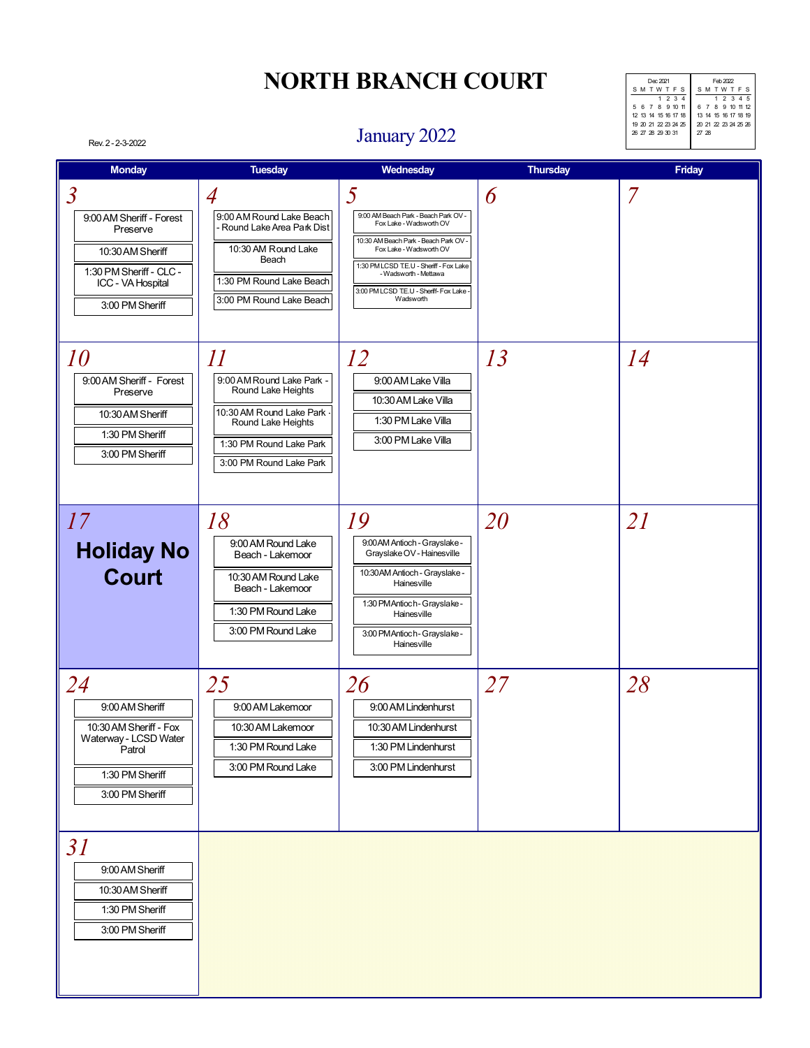# NORTH BRANCH COURT

## January 2022

Rev. 2 - 2-3-2022

| Dec 2021 | | | | | | |
|---|---|---|---|---|---|---|
| S | M | T | W | T | F | S |
| | | | 1 | 2 | 3 | 4 |
| 5 | 6 | 7 | 8 | 9 | 10 | 11 |
| 12 | 13 | 14 | 15 | 16 | 17 | 18 |
| 19 | 20 | 21 | 22 | 23 | 24 | 25 |
| 26 | 27 | 28 | 29 | 30 | 31 | |

| Feb 2022 | | | | | | |
|---|---|---|---|---|---|---|
| S | M | T | W | T | F | S |
| | | 1 | 2 | 3 | 4 | 5 |
| 6 | 7 | 8 | 9 | 10 | 11 | 12 |
| 13 | 14 | 15 | 16 | 17 | 18 | 19 |
| 20 | 21 | 22 | 23 | 24 | 25 | 26 |
| 27 | 28 | | | | | |

| Monday | Tuesday | Wednesday | Thursday | Friday |
|---|---|---|---|---|
| **3**<br>9:00 AM Sheriff - Forest Preserve<br>10:30 AM Sheriff<br>1:30 PM Sheriff - CLC - ICC - VA Hospital<br>3:00 PM Sheriff | **4**<br>9:00 AM Round Lake Beach - Round Lake Area Park Dist<br>10:30 AM Round Lake Beach<br>1:30 PM Round Lake Beach<br>3:00 PM Round Lake Beach | **5**<br>9:00 AM Beach Park - Beach Park OV - Fox Lake - Wadsworth OV<br>10:30 AM Beach Park - Beach Park OV - Fox Lake - Wadsworth OV<br>1:30 PM LCSD T.E.U - Sheriff - Fox Lake - Wadsworth - Mettawa<br>3:00 PM LCSD T.E.U - Sheriff- Fox Lake - Wadsworth | **6** | **7** |
| **10**<br>9:00 AM Sheriff - Forest Preserve<br>10:30 AM Sheriff<br>1:30 PM Sheriff<br>3:00 PM Sheriff | **11**<br>9:00 AM Round Lake Park - Round Lake Heights<br>10:30 AM Round Lake Park - Round Lake Heights<br>1:30 PM Round Lake Park<br>3:00 PM Round Lake Park | **12**<br>9:00 AM Lake Villa<br>10:30 AM Lake Villa<br>1:30 PM Lake Villa<br>3:00 PM Lake Villa | **13** | **14** |
| **17**<br>**Holiday No Court** | **18**<br>9:00 AM Round Lake Beach - Lakemoor<br>10:30 AM Round Lake Beach - Lakemoor<br>1:30 PM Round Lake<br>3:00 PM Round Lake | **19**<br>9:00 AM Antioch - Grayslake - Grayslake OV - Hainesville<br>10:30 AM Antioch - Grayslake - Hainesville<br>1:30 PM Antioch - Grayslake - Hainesville<br>3:00 PM Antioch - Grayslake - Hainesville | **20** | **21** |
| **24**<br>9:00 AM Sheriff<br>10:30 AM Sheriff - Fox Waterway - LCSD Water Patrol<br>1:30 PM Sheriff<br>3:00 PM Sheriff | **25**<br>9:00 AM Lakemoor<br>10:30 AM Lakemoor<br>1:30 PM Round Lake<br>3:00 PM Round Lake | **26**<br>9:00 AM Lindenhurst<br>10:30 AM Lindenhurst<br>1:30 PM Lindenhurst<br>3:00 PM Lindenhurst | **27** | **28** |
| **31**<br>9:00 AM Sheriff<br>10:30 AM Sheriff<br>1:30 PM Sheriff<br>3:00 PM Sheriff | | | | |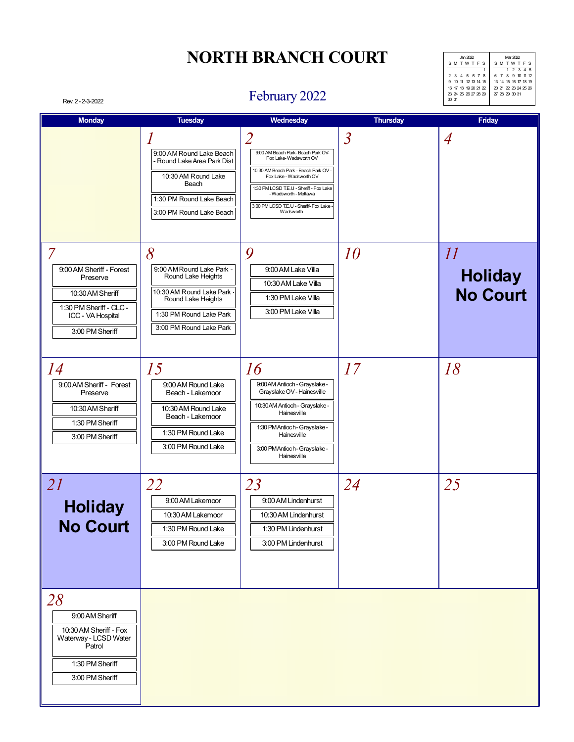# NORTH BRANCH COURT

Rev. 2 - 2-3-2022

## February 2022

| Jan 2022 | | | | | | |
|---|---|---|---|---|---|---|
| S | M | T | W | T | F | S |
| | | | | | | 1 |
| 2 | 3 | 4 | 5 | 6 | 7 | 8 |
| 9 | 10 | 11 | 12 | 13 | 14 | 15 |
| 16 | 17 | 18 | 19 | 20 | 21 | 22 |
| 23 | 24 | 25 | 26 | 27 | 28 | 29 |
| 30 | 31 | | | | | |

| Mar 2022 | | | | | | |
|---|---|---|---|---|---|---|
| S | M | T | W | T | F | S |
| | | 1 | 2 | 3 | 4 | 5 |
| 6 | 7 | 8 | 9 | 10 | 11 | 12 |
| 13 | 14 | 15 | 16 | 17 | 18 | 19 |
| 20 | 21 | 22 | 23 | 24 | 25 | 26 |
| 27 | 28 | 29 | 30 | 31 | | |

| Monday | Tuesday | Wednesday | Thursday | Friday |
|---|---|---|---|---|
| | **1**<br>9:00 AM Round Lake Beach - Round Lake Area Park Dist<br>10:30 AM Round Lake Beach<br>1:30 PM Round Lake Beach<br>3:00 PM Round Lake Beach | **2**<br>9:00 AM Beach Park- Beach Park OV- Fox Lake- Wadsworth OV<br>10:30 AM Beach Park - Beach Park OV - Fox Lake - Wadsworth OV<br>1:30 PM LCSD T.E.U - Sheriff - Fox Lake - Wadsworth - Mettawa<br>3:00 PM LCSD T.E.U - Sheriff- Fox Lake - Wadsworth | **3** | **4** |
| **7**<br>9:00 AM Sheriff - Forest Preserve<br>10:30 AM Sheriff<br>1:30 PM Sheriff - CLC - ICC - VA Hospital<br>3:00 PM Sheriff | **8**<br>9:00 AM Round Lake Park - Round Lake Heights<br>10:30 AM Round Lake Park - Round Lake Heights<br>1:30 PM Round Lake Park<br>3:00 PM Round Lake Park | **9**<br>9:00 AM Lake Villa<br>10:30 AM Lake Villa<br>1:30 PM Lake Villa<br>3:00 PM Lake Villa | **10** | **11**<br>**Holiday No Court** |
| **14**<br>9:00 AM Sheriff - Forest Preserve<br>10:30 AM Sheriff<br>1:30 PM Sheriff<br>3:00 PM Sheriff | **15**<br>9:00 AM Round Lake Beach - Lakemoor<br>10:30 AM Round Lake Beach - Lakemoor<br>1:30 PM Round Lake<br>3:00 PM Round Lake | **16**<br>9:00 AM Antioch - Grayslake - Grayslake OV - Hainesville<br>10:30 AM Antioch - Grayslake - Hainesville<br>1:30 PM Antioch - Grayslake - Hainesville<br>3:00 PM Antioch - Grayslake - Hainesville | **17** | **18** |
| **21**<br>**Holiday No Court** | **22**<br>9:00 AM Lakemoor<br>10:30 AM Lakemoor<br>1:30 PM Round Lake<br>3:00 PM Round Lake | **23**<br>9:00 AM Lindenhurst<br>10:30 AM Lindenhurst<br>1:30 PM Lindenhurst<br>3:00 PM Lindenhurst | **24** | **25** |
| **28**<br>9:00 AM Sheriff<br>10:30 AM Sheriff - Fox Waterway - LCSD Water Patrol<br>1:30 PM Sheriff<br>3:00 PM Sheriff | | | | |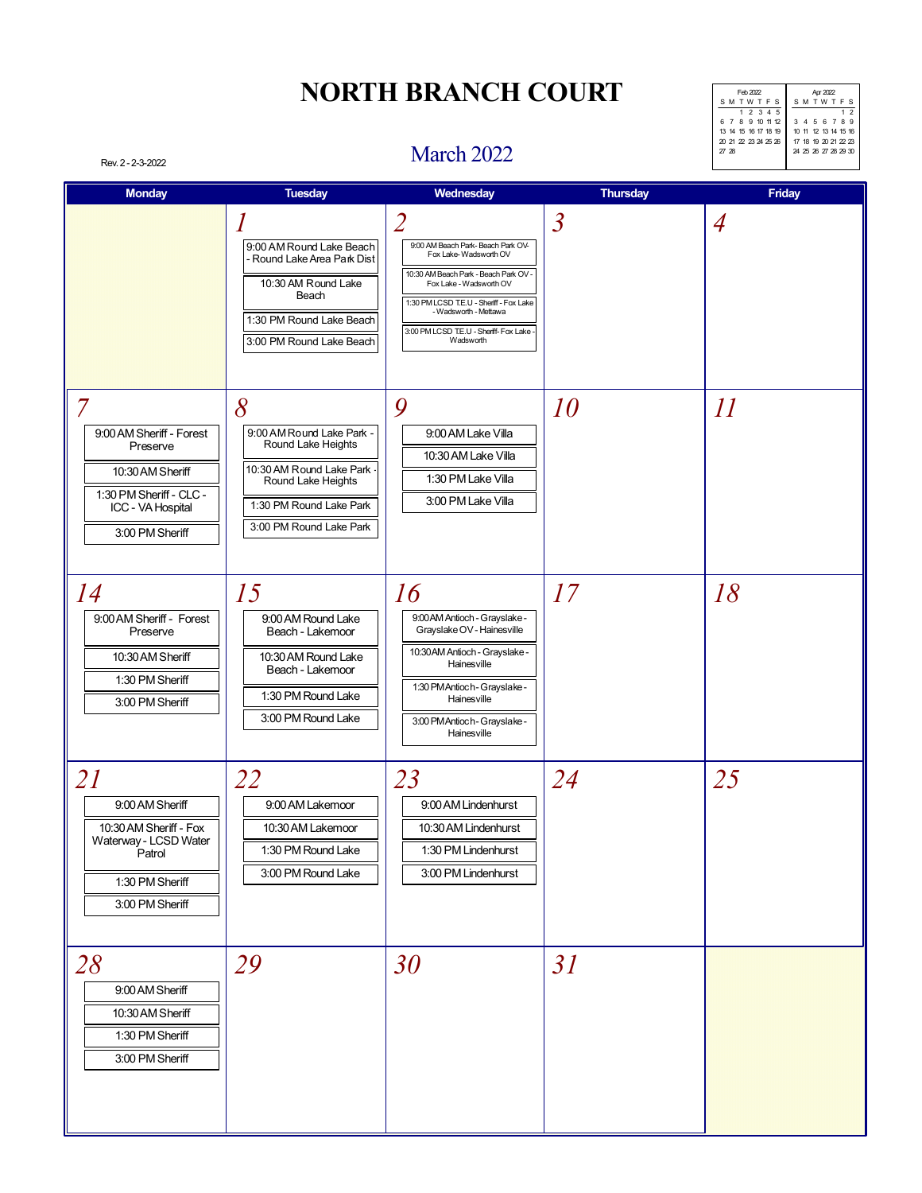# NORTH BRANCH COURT

Rev. 2 - 2-3-2022

## March 2022

| Feb 2022 | | | | | | |
|---|---|---|---|---|---|---|
| S | M | T | W | T | F | S |
| | | 1 | 2 | 3 | 4 | 5 |
| 6 | 7 | 8 | 9 | 10 | 11 | 12 |
| 13 | 14 | 15 | 16 | 17 | 18 | 19 |
| 20 | 21 | 22 | 23 | 24 | 25 | 26 |
| 27 | 28 | | | | | |

| Apr 2022 | | | | | | |
|---|---|---|---|---|---|---|
| S | M | T | W | T | F | S |
| | | | | | 1 | 2 |
| 3 | 4 | 5 | 6 | 7 | 8 | 9 |
| 10 | 11 | 12 | 13 | 14 | 15 | 16 |
| 17 | 18 | 19 | 20 | 21 | 22 | 23 |
| 24 | 25 | 26 | 27 | 28 | 29 | 30 |

| Monday | Tuesday | Wednesday | Thursday | Friday |
|---|---|---|---|---|
| | **1**<br>9:00 AM Round Lake Beach - Round Lake Area Park Dist<br>10:30 AM Round Lake Beach<br>1:30 PM Round Lake Beach<br>3:00 PM Round Lake Beach | **2**<br>9:00 AM Beach Park- Beach Park OV- Fox Lake- Wadsworth OV<br>10:30 AM Beach Park - Beach Park OV - Fox Lake - Wadsworth OV<br>1:30 PM LCSD T.E.U - Sheriff - Fox Lake - Wadsworth - Mettawa<br>3:00 PM LCSD T.E.U - Sheriff- Fox Lake - Wadsworth | **3** | **4** |
| **7**<br>9:00 AM Sheriff - Forest Preserve<br>10:30 AM Sheriff<br>1:30 PM Sheriff - CLC - ICC - VA Hospital<br>3:00 PM Sheriff | **8**<br>9:00 AM Round Lake Park - Round Lake Heights<br>10:30 AM Round Lake Park - Round Lake Heights<br>1:30 PM Round Lake Park<br>3:00 PM Round Lake Park | **9**<br>9:00 AM Lake Villa<br>10:30 AM Lake Villa<br>1:30 PM Lake Villa<br>3:00 PM Lake Villa | **10** | **11** |
| **14**<br>9:00 AM Sheriff - Forest Preserve<br>10:30 AM Sheriff<br>1:30 PM Sheriff<br>3:00 PM Sheriff | **15**<br>9:00 AM Round Lake Beach - Lakemoor<br>10:30 AM Round Lake Beach - Lakemoor<br>1:30 PM Round Lake<br>3:00 PM Round Lake | **16**<br>9:00 AM Antioch - Grayslake - Grayslake OV - Hainesville<br>10:30 AM Antioch - Grayslake - Hainesville<br>1:30 PM Antioch - Grayslake - Hainesville<br>3:00 PM Antioch - Grayslake - Hainesville | **17** | **18** |
| **21**<br>9:00 AM Sheriff<br>10:30 AM Sheriff - Fox Waterway - LCSD Water Patrol<br>1:30 PM Sheriff<br>3:00 PM Sheriff | **22**<br>9:00 AM Lakemoor<br>10:30 AM Lakemoor<br>1:30 PM Round Lake<br>3:00 PM Round Lake | **23**<br>9:00 AM Lindenhurst<br>10:30 AM Lindenhurst<br>1:30 PM Lindenhurst<br>3:00 PM Lindenhurst | **24** | **25** |
| **28**<br>9:00 AM Sheriff<br>10:30 AM Sheriff<br>1:30 PM Sheriff<br>3:00 PM Sheriff | **29** | **30** | **31** | |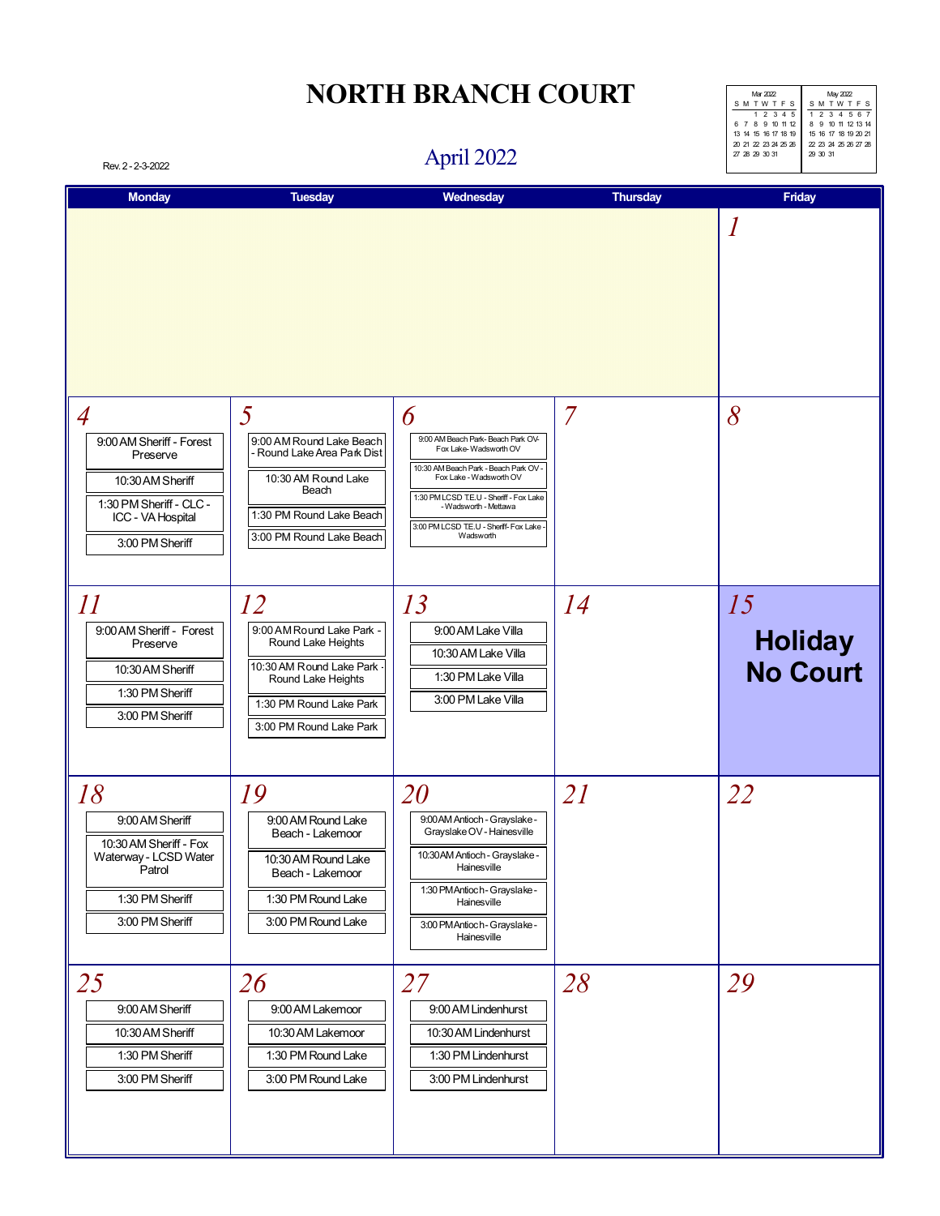# NORTH BRANCH COURT

Rev. 2 - 2-3-2022

## April 2022

| Mar 2022 | | | | | | |
|---|---|---|---|---|---|---|
| S | M | T | W | T | F | S |
| | | 1 | 2 | 3 | 4 | 5 |
| 6 | 7 | 8 | 9 | 10 | 11 | 12 |
| 13 | 14 | 15 | 16 | 17 | 18 | 19 |
| 20 | 21 | 22 | 23 | 24 | 25 | 26 |
| 27 | 28 | 29 | 30 | 31 | | |

| May 2022 | | | | | | |
|---|---|---|---|---|---|---|
| S | M | T | W | T | F | S |
| 1 | 2 | 3 | 4 | 5 | 6 | 7 |
| 8 | 9 | 10 | 11 | 12 | 13 | 14 |
| 15 | 16 | 17 | 18 | 19 | 20 | 21 |
| 22 | 23 | 24 | 25 | 26 | 27 | 28 |
| 29 | 30 | 31 | | | | |

| Monday | Tuesday | Wednesday | Thursday | Friday |
|---|---|---|---|---|
| | | | | 1 |
| 4<br>9:00 AM Sheriff - Forest Preserve<br>10:30 AM Sheriff<br>1:30 PM Sheriff - CLC - ICC - VA Hospital<br>3:00 PM Sheriff | 5<br>9:00 AM Round Lake Beach - Round Lake Area Park Dist<br>10:30 AM Round Lake Beach<br>1:30 PM Round Lake Beach<br>3:00 PM Round Lake Beach | 6<br>9:00 AM Beach Park- Beach Park OV- Fox Lake- Wadsworth OV<br>10:30 AM Beach Park - Beach Park OV - Fox Lake - Wadsworth OV<br>1:30 PM LCSD T.E.U - Sheriff - Fox Lake - Wadsworth - Mettawa<br>3:00 PM LCSD T.E.U - Sheriff- Fox Lake - Wadsworth | 7 | 8 |
| 11<br>9:00 AM Sheriff - Forest Preserve<br>10:30 AM Sheriff<br>1:30 PM Sheriff<br>3:00 PM Sheriff | 12<br>9:00 AM Round Lake Park - Round Lake Heights<br>10:30 AM Round Lake Park - Round Lake Heights<br>1:30 PM Round Lake Park<br>3:00 PM Round Lake Park | 13<br>9:00 AM Lake Villa<br>10:30 AM Lake Villa<br>1:30 PM Lake Villa<br>3:00 PM Lake Villa | 14 | 15<br>**Holiday No Court** |
| 18<br>9:00 AM Sheriff<br>10:30 AM Sheriff - Fox Waterway - LCSD Water Patrol<br>1:30 PM Sheriff<br>3:00 PM Sheriff | 19<br>9:00 AM Round Lake Beach - Lakemoor<br>10:30 AM Round Lake Beach - Lakemoor<br>1:30 PM Round Lake<br>3:00 PM Round Lake | 20<br>9:00 AM Antioch - Grayslake - Grayslake OV - Hainesville<br>10:30 AM Antioch - Grayslake - Hainesville<br>1:30 PM Antioch - Grayslake - Hainesville<br>3:00 PM Antioch - Grayslake - Hainesville | 21 | 22 |
| 25<br>9:00 AM Sheriff<br>10:30 AM Sheriff<br>1:30 PM Sheriff<br>3:00 PM Sheriff | 26<br>9:00 AM Lakemoor<br>10:30 AM Lakemoor<br>1:30 PM Round Lake<br>3:00 PM Round Lake | 27<br>9:00 AM Lindenhurst<br>10:30 AM Lindenhurst<br>1:30 PM Lindenhurst<br>3:00 PM Lindenhurst | 28 | 29 |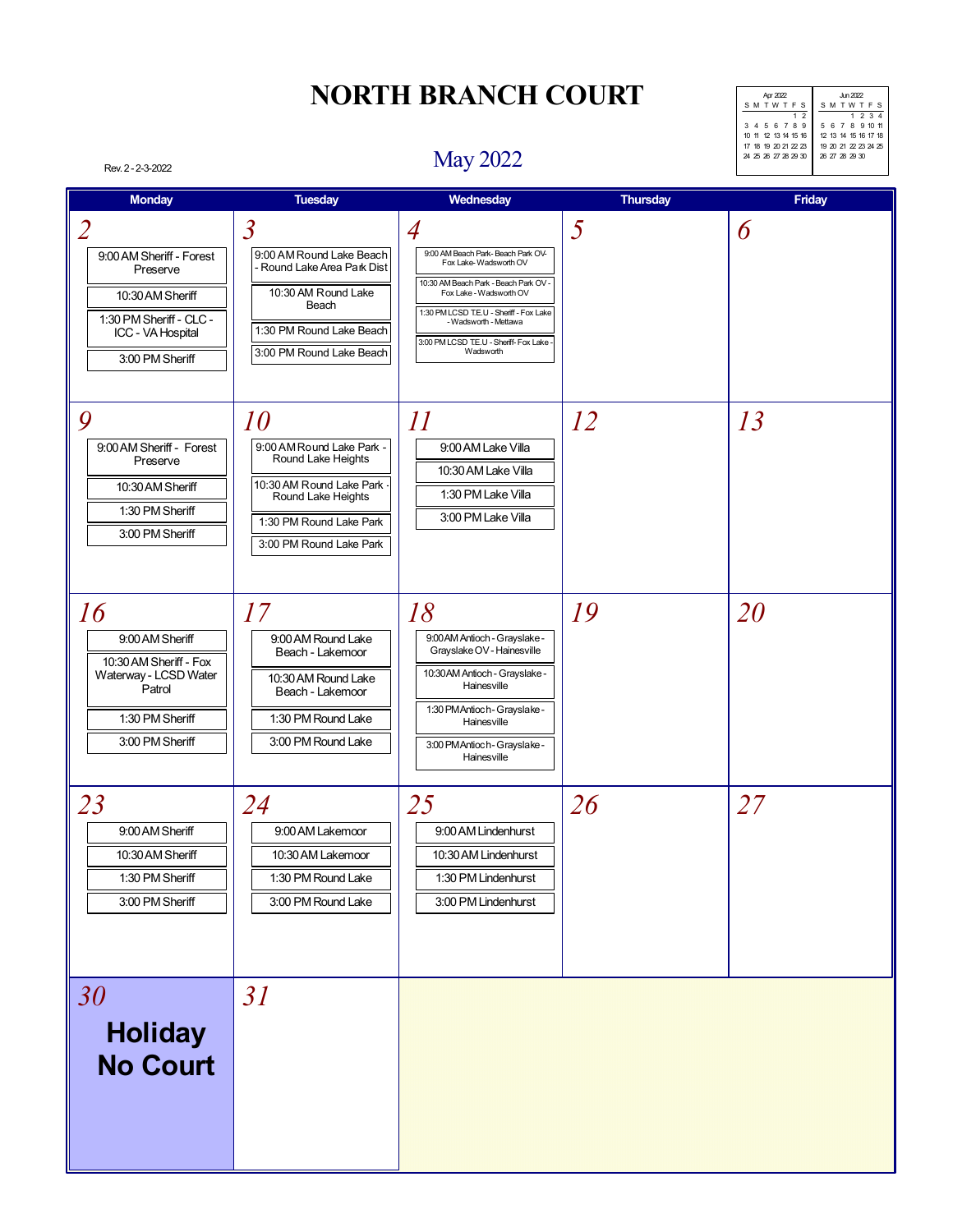# NORTH BRANCH COURT

## May 2022

Rev. 2 - 2-3-2022

| Apr 2022 | | | | | | |
|---|---|---|---|---|---|---|
| S | M | T | W | T | F | S |
| | | | | | 1 | 2 |
| 3 | 4 | 5 | 6 | 7 | 8 | 9 |
| 10 | 11 | 12 | 13 | 14 | 15 | 16 |
| 17 | 18 | 19 | 20 | 21 | 22 | 23 |
| 24 | 25 | 26 | 27 | 28 | 29 | 30 |

| Jun 2022 | | | | | | |
|---|---|---|---|---|---|---|
| S | M | T | W | T | F | S |
| | | | 1 | 2 | 3 | 4 |
| 5 | 6 | 7 | 8 | 9 | 10 | 11 |
| 12 | 13 | 14 | 15 | 16 | 17 | 18 |
| 19 | 20 | 21 | 22 | 23 | 24 | 25 |
| 26 | 27 | 28 | 29 | 30 | | |

| Monday | Tuesday | Wednesday | Thursday | Friday |
|---|---|---|---|---|
| **2**<br>9:00 AM Sheriff - Forest Preserve<br>10:30 AM Sheriff<br>1:30 PM Sheriff - CLC - ICC - VA Hospital<br>3:00 PM Sheriff | **3**<br>9:00 AM Round Lake Beach - Round Lake Area Park Dist<br>10:30 AM Round Lake Beach<br>1:30 PM Round Lake Beach<br>3:00 PM Round Lake Beach | **4**<br>9:00 AM Beach Park- Beach Park OV- Fox Lake- Wadsworth OV<br>10:30 AM Beach Park - Beach Park OV - Fox Lake - Wadsworth OV<br>1:30 PM LCSD T.E.U - Sheriff - Fox Lake - Wadsworth - Mettawa<br>3:00 PM LCSD T.E.U - Sheriff- Fox Lake - Wadsworth | **5** | **6** |
| **9**<br>9:00 AM Sheriff - Forest Preserve<br>10:30 AM Sheriff<br>1:30 PM Sheriff<br>3:00 PM Sheriff | **10**<br>9:00 AM Round Lake Park - Round Lake Heights<br>10:30 AM Round Lake Park - Round Lake Heights<br>1:30 PM Round Lake Park<br>3:00 PM Round Lake Park | **11**<br>9:00 AM Lake Villa<br>10:30 AM Lake Villa<br>1:30 PM Lake Villa<br>3:00 PM Lake Villa | **12** | **13** |
| **16**<br>9:00 AM Sheriff<br>10:30 AM Sheriff - Fox Waterway - LCSD Water Patrol<br>1:30 PM Sheriff<br>3:00 PM Sheriff | **17**<br>9:00 AM Round Lake Beach - Lakemoor<br>10:30 AM Round Lake Beach - Lakemoor<br>1:30 PM Round Lake<br>3:00 PM Round Lake | **18**<br>9:00 AM Antioch - Grayslake - Grayslake OV - Hainesville<br>10:30 AM Antioch - Grayslake - Hainesville<br>1:30 PM Antioch - Grayslake - Hainesville<br>3:00 PM Antioch - Grayslake - Hainesville | **19** | **20** |
| **23**<br>9:00 AM Sheriff<br>10:30 AM Sheriff<br>1:30 PM Sheriff<br>3:00 PM Sheriff | **24**<br>9:00 AM Lakemoor<br>10:30 AM Lakemoor<br>1:30 PM Round Lake<br>3:00 PM Round Lake | **25**<br>9:00 AM Lindenhurst<br>10:30 AM Lindenhurst<br>1:30 PM Lindenhurst<br>3:00 PM Lindenhurst | **26** | **27** |
| **30**<br>**Holiday No Court** | **31** | | | |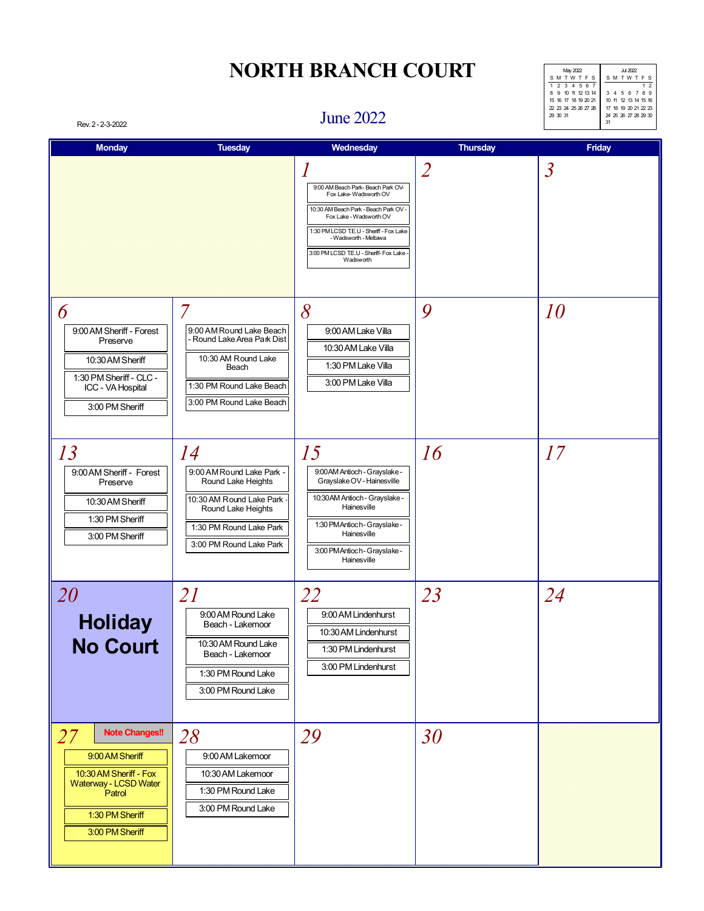# NORTH BRANCH COURT

Rev. 2 - 2-3-2022

## June 2022

| May 2022 | | | | | | |
|---|---|---|---|---|---|---|
| S | M | T | W | T | F | S |
| 1 | 2 | 3 | 4 | 5 | 6 | 7 |
| 8 | 9 | 10 | 11 | 12 | 13 | 14 |
| 15 | 16 | 17 | 18 | 19 | 20 | 21 |
| 22 | 23 | 24 | 25 | 26 | 27 | 28 |
| 29 | 30 | 31 | | | | |

| Jul 2022 | | | | | | |
|---|---|---|---|---|---|---|
| S | M | T | W | T | F | S |
| | | | | | 1 | 2 |
| 3 | 4 | 5 | 6 | 7 | 8 | 9 |
| 10 | 11 | 12 | 13 | 14 | 15 | 16 |
| 17 | 18 | 19 | 20 | 21 | 22 | 23 |
| 24 | 25 | 26 | 27 | 28 | 29 | 30 |
| 31 | | | | | | |

| Monday | Tuesday | Wednesday | Thursday | Friday |
|---|---|---|---|---|
| | | **1**<br>9:00 AM Beach Park- Beach Park OV- Fox Lake- Wadsworth OV<br>10:30 AM Beach Park - Beach Park OV - Fox Lake - Wadsworth OV<br>1:30 PM LCSD T.E.U - Sheriff - Fox Lake - Wadsworth - Mettawa<br>3:00 PM LCSD T.E.U - Sheriff- Fox Lake - Wadsworth | **2** | **3** |
| **6**<br>9:00 AM Sheriff - Forest Preserve<br>10:30 AM Sheriff<br>1:30 PM Sheriff - CLC - ICC - VA Hospital<br>3:00 PM Sheriff | **7**<br>9:00 AM Round Lake Beach - Round Lake Area Park Dist<br>10:30 AM Round Lake Beach<br>1:30 PM Round Lake Beach<br>3:00 PM Round Lake Beach | **8**<br>9:00 AM Lake Villa<br>10:30 AM Lake Villa<br>1:30 PM Lake Villa<br>3:00 PM Lake Villa | **9** | **10** |
| **13**<br>9:00 AM Sheriff - Forest Preserve<br>10:30 AM Sheriff<br>1:30 PM Sheriff<br>3:00 PM Sheriff | **14**<br>9:00 AM Round Lake Park - Round Lake Heights<br>10:30 AM Round Lake Park - Round Lake Heights<br>1:30 PM Round Lake Park<br>3:00 PM Round Lake Park | **15**<br>9:00 AM Antioch - Grayslake - Grayslake OV - Hainesville<br>10:30 AM Antioch - Grayslake - Hainesville<br>1:30 PM Antioch - Grayslake - Hainesville<br>3:00 PM Antioch - Grayslake - Hainesville | **16** | **17** |
| **20**<br>**Holiday No Court** | **21**<br>9:00 AM Round Lake Beach - Lakemoor<br>10:30 AM Round Lake Beach - Lakemoor<br>1:30 PM Round Lake<br>3:00 PM Round Lake | **22**<br>9:00 AM Lindenhurst<br>10:30 AM Lindenhurst<br>1:30 PM Lindenhurst<br>3:00 PM Lindenhurst | **23** | **24** |
| **27** **Note Changes!!**<br>9:00 AM Sheriff<br>10:30 AM Sheriff - Fox Waterway - LCSD Water Patrol<br>1:30 PM Sheriff<br>3:00 PM Sheriff | **28**<br>9:00 AM Lakemoor<br>10:30 AM Lakemoor<br>1:30 PM Round Lake<br>3:00 PM Round Lake | **29** | **30** | |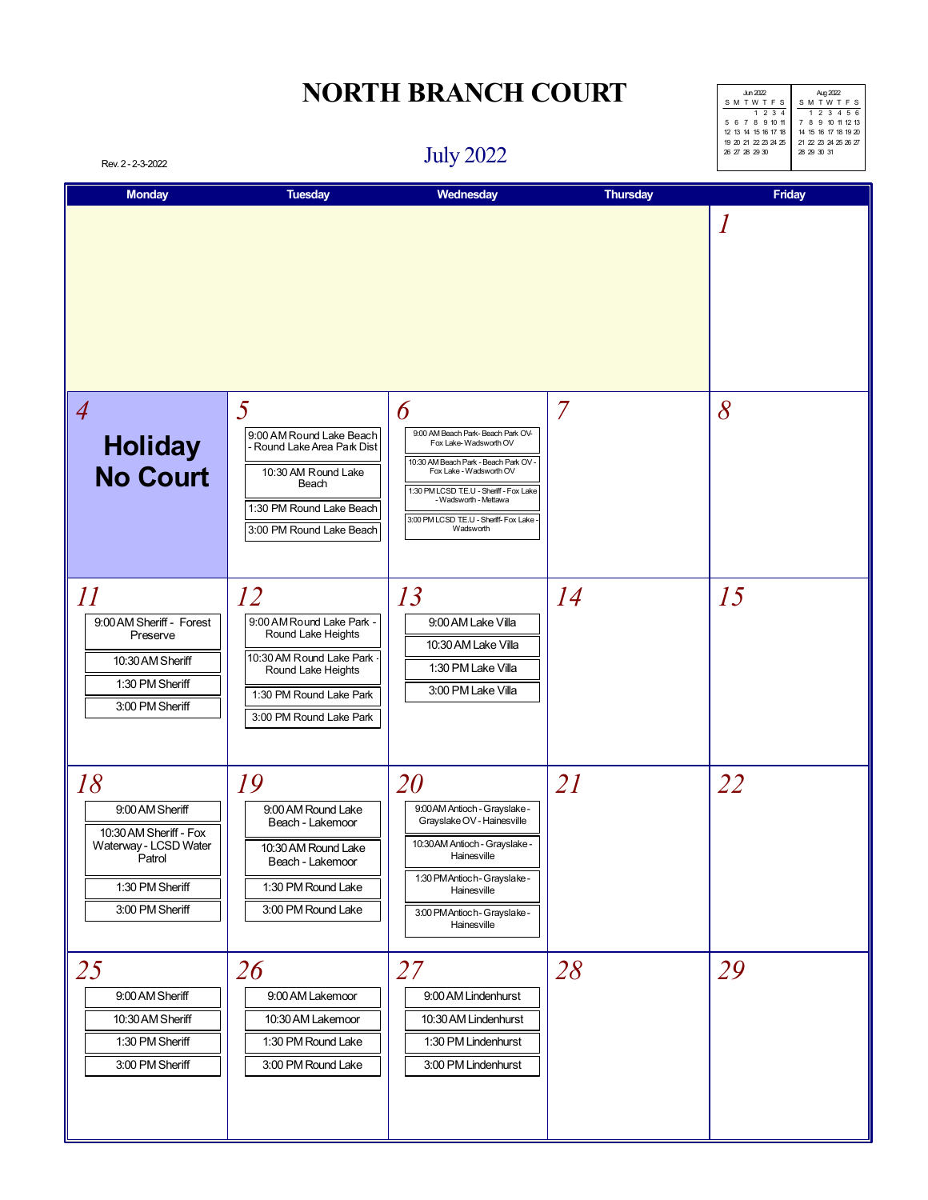# NORTH BRANCH COURT

Rev. 2 - 2-3-2022

## July 2022

| Jun 2022 | | | | | | |
|---|---|---|---|---|---|---|
| S | M | T | W | T | F | S |
| | | | 1 | 2 | 3 | 4 |
| 5 | 6 | 7 | 8 | 9 | 10 | 11 |
| 12 | 13 | 14 | 15 | 16 | 17 | 18 |
| 19 | 20 | 21 | 22 | 23 | 24 | 25 |
| 26 | 27 | 28 | 29 | 30 | | |

| Aug 2022 | | | | | | |
|---|---|---|---|---|---|---|
| S | M | T | W | T | F | S |
| | 1 | 2 | 3 | 4 | 5 | 6 |
| 7 | 8 | 9 | 10 | 11 | 12 | 13 |
| 14 | 15 | 16 | 17 | 18 | 19 | 20 |
| 21 | 22 | 23 | 24 | 25 | 26 | 27 |
| 28 | 29 | 30 | 31 | | | |

| Monday | Tuesday | Wednesday | Thursday | Friday |
|---|---|---|---|---|
| | | | | 1 |
| 4<br>**Holiday No Court** | 5<br>9:00 AM Round Lake Beach - Round Lake Area Park Dist<br>10:30 AM Round Lake Beach<br>1:30 PM Round Lake Beach<br>3:00 PM Round Lake Beach | 6<br>9:00 AM Beach Park- Beach Park OV- Fox Lake- Wadsworth OV<br>10:30 AM Beach Park - Beach Park OV - Fox Lake - Wadsworth OV<br>1:30 PM LCSD TE.U - Sheriff - Fox Lake - Wadsworth - Mettawa<br>3:00 PM LCSD TE.U - Sheriff- Fox Lake - Wadsworth | 7 | 8 |
| 11<br>9:00 AM Sheriff - Forest Preserve<br>10:30 AM Sheriff<br>1:30 PM Sheriff<br>3:00 PM Sheriff | 12<br>9:00 AM Round Lake Park - Round Lake Heights<br>10:30 AM Round Lake Park - Round Lake Heights<br>1:30 PM Round Lake Park<br>3:00 PM Round Lake Park | 13<br>9:00 AM Lake Villa<br>10:30 AM Lake Villa<br>1:30 PM Lake Villa<br>3:00 PM Lake Villa | 14 | 15 |
| 18<br>9:00 AM Sheriff<br>10:30 AM Sheriff - Fox Waterway - LCSD Water Patrol<br>1:30 PM Sheriff<br>3:00 PM Sheriff | 19<br>9:00 AM Round Lake Beach - Lakemoor<br>10:30 AM Round Lake Beach - Lakemoor<br>1:30 PM Round Lake<br>3:00 PM Round Lake | 20<br>9:00 AM Antioch - Grayslake - Grayslake OV - Hainesville<br>10:30 AM Antioch - Grayslake - Hainesville<br>1:30 PM Antioch - Grayslake - Hainesville<br>3:00 PM Antioch - Grayslake - Hainesville | 21 | 22 |
| 25<br>9:00 AM Sheriff<br>10:30 AM Sheriff<br>1:30 PM Sheriff<br>3:00 PM Sheriff | 26<br>9:00 AM Lakemoor<br>10:30 AM Lakemoor<br>1:30 PM Round Lake<br>3:00 PM Round Lake | 27<br>9:00 AM Lindenhurst<br>10:30 AM Lindenhurst<br>1:30 PM Lindenhurst<br>3:00 PM Lindenhurst | 28 | 29 |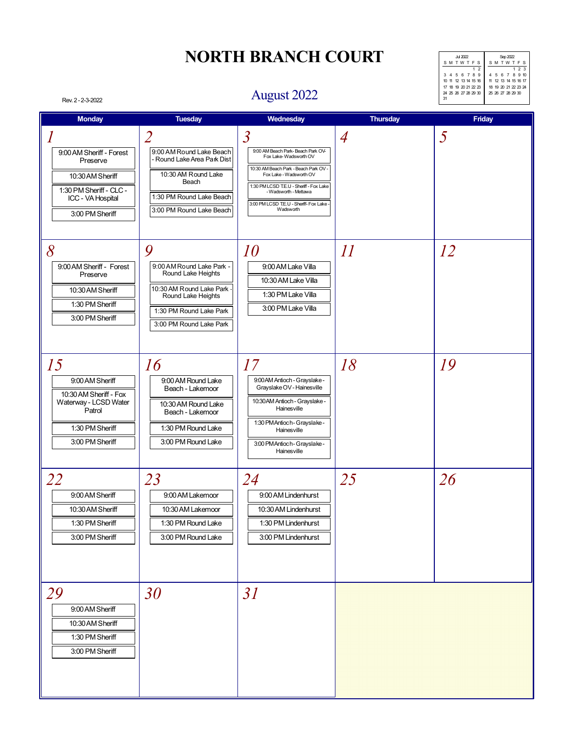# NORTH BRANCH COURT

Rev. 2 - 2-3-2022

## August 2022

| Jul 2022 | | | | | | |
|---|---|---|---|---|---|---|
| S | M | T | W | T | F | S |
| | | | | | 1 | 2 |
| 3 | 4 | 5 | 6 | 7 | 8 | 9 |
| 10 | 11 | 12 | 13 | 14 | 15 | 16 |
| 17 | 18 | 19 | 20 | 21 | 22 | 23 |
| 24 | 25 | 26 | 27 | 28 | 29 | 30 |
| 31 | | | | | | |

| Sep 2022 | | | | | | |
|---|---|---|---|---|---|---|
| S | M | T | W | T | F | S |
| | | | | 1 | 2 | 3 |
| 4 | 5 | 6 | 7 | 8 | 9 | 10 |
| 11 | 12 | 13 | 14 | 15 | 16 | 17 |
| 18 | 19 | 20 | 21 | 22 | 23 | 24 |
| 25 | 26 | 27 | 28 | 29 | 30 | |

| Monday | Tuesday | Wednesday | Thursday | Friday |
|---|---|---|---|---|
| **1**<br>9:00 AM Sheriff - Forest Preserve<br>10:30 AM Sheriff<br>1:30 PM Sheriff - CLC - ICC - VA Hospital<br>3:00 PM Sheriff | **2**<br>9:00 AM Round Lake Beach - Round Lake Area Park Dist<br>10:30 AM Round Lake Beach<br>1:30 PM Round Lake Beach<br>3:00 PM Round Lake Beach | **3**<br>9:00 AM Beach Park- Beach Park OV- Fox Lake- Wadsworth OV<br>10:30 AM Beach Park - Beach Park OV - Fox Lake - Wadsworth OV<br>1:30 PM LCSD T.E.U - Sheriff - Fox Lake - Wadsworth - Mettawa<br>3:00 PM LCSD T.E.U - Sheriff- Fox Lake - Wadsworth | **4** | **5** |
| **8**<br>9:00 AM Sheriff - Forest Preserve<br>10:30 AM Sheriff<br>1:30 PM Sheriff<br>3:00 PM Sheriff | **9**<br>9:00 AM Round Lake Park - Round Lake Heights<br>10:30 AM Round Lake Park - Round Lake Heights<br>1:30 PM Round Lake Park<br>3:00 PM Round Lake Park | **10**<br>9:00 AM Lake Villa<br>10:30 AM Lake Villa<br>1:30 PM Lake Villa<br>3:00 PM Lake Villa | **11** | **12** |
| **15**<br>9:00 AM Sheriff<br>10:30 AM Sheriff - Fox Waterway - LCSD Water Patrol<br>1:30 PM Sheriff<br>3:00 PM Sheriff | **16**<br>9:00 AM Round Lake Beach - Lakemoor<br>10:30 AM Round Lake Beach - Lakemoor<br>1:30 PM Round Lake<br>3:00 PM Round Lake | **17**<br>9:00 AM Antioch - Grayslake - Grayslake OV - Hainesville<br>10:30 AM Antioch - Grayslake - Hainesville<br>1:30 PM Antioch - Grayslake - Hainesville<br>3:00 PM Antioch - Grayslake - Hainesville | **18** | **19** |
| **22**<br>9:00 AM Sheriff<br>10:30 AM Sheriff<br>1:30 PM Sheriff<br>3:00 PM Sheriff | **23**<br>9:00 AM Lakemoor<br>10:30 AM Lakemoor<br>1:30 PM Round Lake<br>3:00 PM Round Lake | **24**<br>9:00 AM Lindenhurst<br>10:30 AM Lindenhurst<br>1:30 PM Lindenhurst<br>3:00 PM Lindenhurst | **25** | **26** |
| **29**<br>9:00 AM Sheriff<br>10:30 AM Sheriff<br>1:30 PM Sheriff<br>3:00 PM Sheriff | **30** | **31** | | |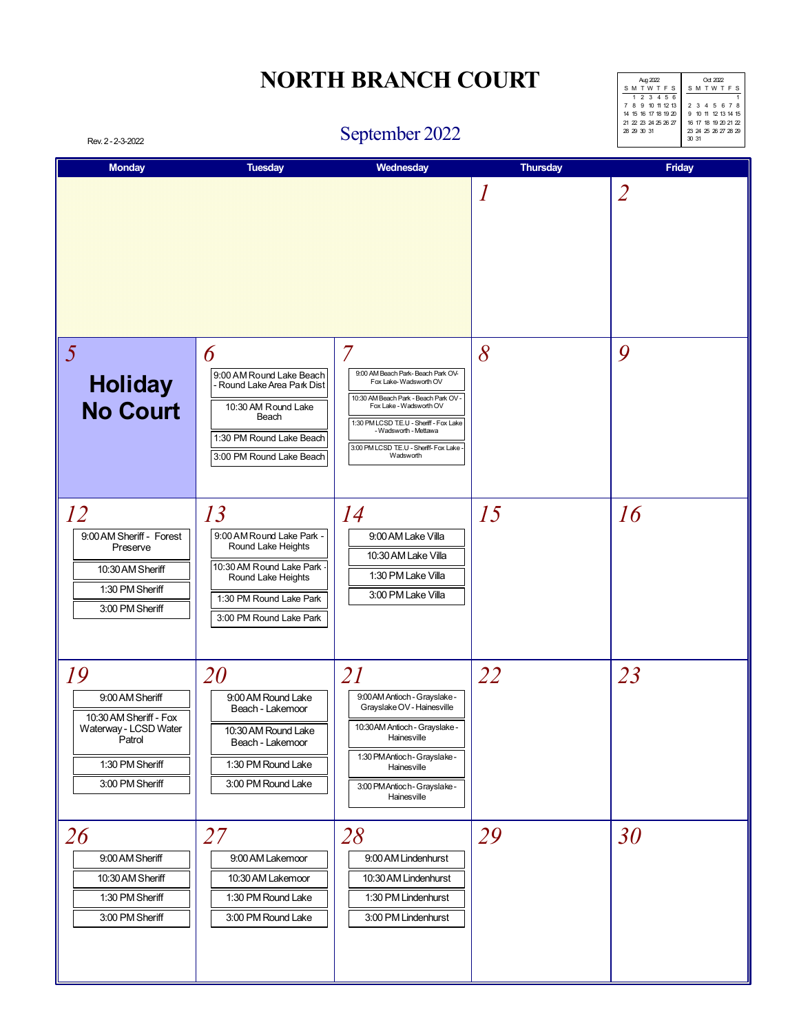# NORTH BRANCH COURT

Rev. 2 - 2-3-2022

## September 2022

| Aug 2022 | | | | | | |
|---|---|---|---|---|---|---|
| S | M | T | W | T | F | S |
| | 1 | 2 | 3 | 4 | 5 | 6 |
| 7 | 8 | 9 | 10 | 11 | 12 | 13 |
| 14 | 15 | 16 | 17 | 18 | 19 | 20 |
| 21 | 22 | 23 | 24 | 25 | 26 | 27 |
| 28 | 29 | 30 | 31 | | | |

| Oct 2022 | | | | | | |
|---|---|---|---|---|---|---|
| S | M | T | W | T | F | S |
| | | | | | | 1 |
| 2 | 3 | 4 | 5 | 6 | 7 | 8 |
| 9 | 10 | 11 | 12 | 13 | 14 | 15 |
| 16 | 17 | 18 | 19 | 20 | 21 | 22 |
| 23 | 24 | 25 | 26 | 27 | 28 | 29 |
| 30 | 31 | | | | | |

| Monday | Tuesday | Wednesday | Thursday | Friday |
|---|---|---|---|---|
| | | | 1 | 2 |
| 5 **Holiday No Court** | 6<br>9:00 AM Round Lake Beach - Round Lake Area Park Dist<br>10:30 AM Round Lake Beach<br>1:30 PM Round Lake Beach<br>3:00 PM Round Lake Beach | 7<br>9:00 AM Beach Park - Beach Park OV- Fox Lake- Wadsworth OV<br>10:30 AM Beach Park - Beach Park OV - Fox Lake - Wadsworth OV<br>1:30 PM LCSD TE.U - Sheriff - Fox Lake - Wadsworth - Mettawa<br>3:00 PM LCSD TE.U - Sheriff- Fox Lake - Wadsworth | 8 | 9 |
| 12<br>9:00 AM Sheriff - Forest Preserve<br>10:30 AM Sheriff<br>1:30 PM Sheriff<br>3:00 PM Sheriff | 13<br>9:00 AM Round Lake Park - Round Lake Heights<br>10:30 AM Round Lake Park - Round Lake Heights<br>1:30 PM Round Lake Park<br>3:00 PM Round Lake Park | 14<br>9:00 AM Lake Villa<br>10:30 AM Lake Villa<br>1:30 PM Lake Villa<br>3:00 PM Lake Villa | 15 | 16 |
| 19<br>9:00 AM Sheriff<br>10:30 AM Sheriff - Fox Waterway - LCSD Water Patrol<br>1:30 PM Sheriff<br>3:00 PM Sheriff | 20<br>9:00 AM Round Lake Beach - Lakemoor<br>10:30 AM Round Lake Beach - Lakemoor<br>1:30 PM Round Lake<br>3:00 PM Round Lake | 21<br>9:00 AM Antioch - Grayslake - Grayslake OV - Hainesville<br>10:30 AM Antioch - Grayslake - Hainesville<br>1:30 PM Antioch - Grayslake - Hainesville<br>3:00 PM Antioch - Grayslake - Hainesville | 22 | 23 |
| 26<br>9:00 AM Sheriff<br>10:30 AM Sheriff<br>1:30 PM Sheriff<br>3:00 PM Sheriff | 27<br>9:00 AM Lakemoor<br>10:30 AM Lakemoor<br>1:30 PM Round Lake<br>3:00 PM Round Lake | 28<br>9:00 AM Lindenhurst<br>10:30 AM Lindenhurst<br>1:30 PM Lindenhurst<br>3:00 PM Lindenhurst | 29 | 30 |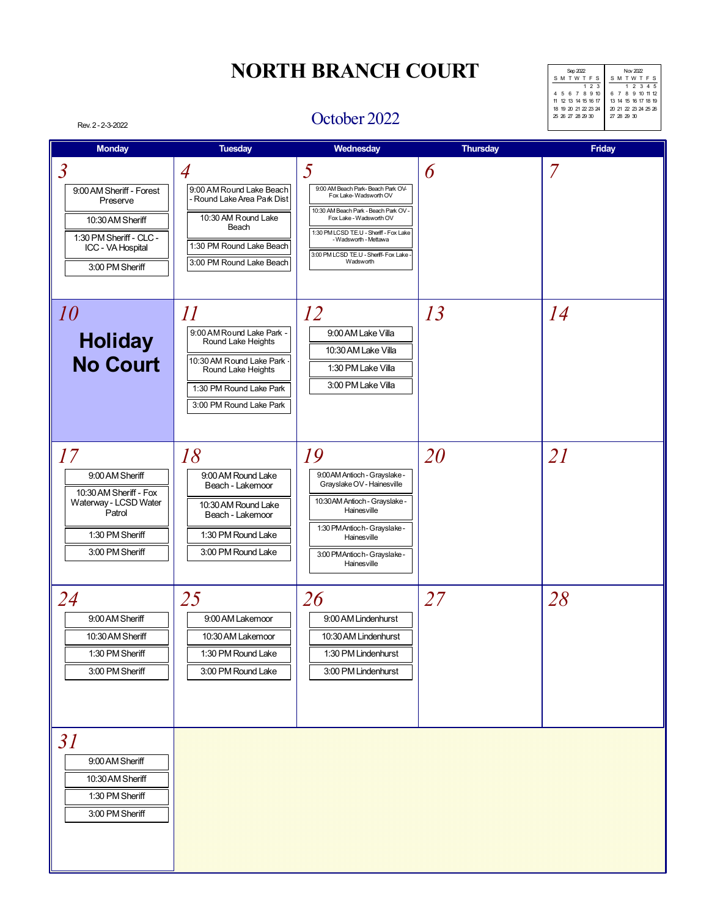# NORTH BRANCH COURT

Rev. 2 - 2-3-2022

## October 2022

| Monday | Tuesday | Wednesday | Thursday | Friday |
|---|---|---|---|---|
| **3**<br>9:00 AM Sheriff - Forest Preserve<br>10:30 AM Sheriff<br>1:30 PM Sheriff - CLC - ICC - VA Hospital<br>3:00 PM Sheriff | **4**<br>9:00 AM Round Lake Beach - Round Lake Area Park Dist<br>10:30 AM Round Lake Beach<br>1:30 PM Round Lake Beach<br>3:00 PM Round Lake Beach | **5**<br>9:00 AM Beach Park- Beach Park OV- Fox Lake- Wadsworth OV<br>10:30 AM Beach Park - Beach Park OV - Fox Lake - Wadsworth OV<br>1:30 PM LCSD T.E.U - Sheriff - Fox Lake - Wadsworth - Mettawa<br>3:00 PM LCSD T.E.U - Sheriff- Fox Lake - Wadsworth | **6** | **7** |
| **10**<br>**Holiday No Court** | **11**<br>9:00 AM Round Lake Park - Round Lake Heights<br>10:30 AM Round Lake Park - Round Lake Heights<br>1:30 PM Round Lake Park<br>3:00 PM Round Lake Park | **12**<br>9:00 AM Lake Villa<br>10:30 AM Lake Villa<br>1:30 PM Lake Villa<br>3:00 PM Lake Villa | **13** | **14** |
| **17**<br>9:00 AM Sheriff<br>10:30 AM Sheriff - Fox Waterway - LCSD Water Patrol<br>1:30 PM Sheriff<br>3:00 PM Sheriff | **18**<br>9:00 AM Round Lake Beach - Lakemoor<br>10:30 AM Round Lake Beach - Lakemoor<br>1:30 PM Round Lake<br>3:00 PM Round Lake | **19**<br>9:00 AM Antioch - Grayslake - Grayslake OV - Hainesville<br>10:30 AM Antioch - Grayslake - Hainesville<br>1:30 PM Antioch - Grayslake - Hainesville<br>3:00 PM Antioch - Grayslake - Hainesville | **20** | **21** |
| **24**<br>9:00 AM Sheriff<br>10:30 AM Sheriff<br>1:30 PM Sheriff<br>3:00 PM Sheriff | **25**<br>9:00 AM Lakemoor<br>10:30 AM Lakemoor<br>1:30 PM Round Lake<br>3:00 PM Round Lake | **26**<br>9:00 AM Lindenhurst<br>10:30 AM Lindenhurst<br>1:30 PM Lindenhurst<br>3:00 PM Lindenhurst | **27** | **28** |
| **31**<br>9:00 AM Sheriff<br>10:30 AM Sheriff<br>1:30 PM Sheriff<br>3:00 PM Sheriff | | | | |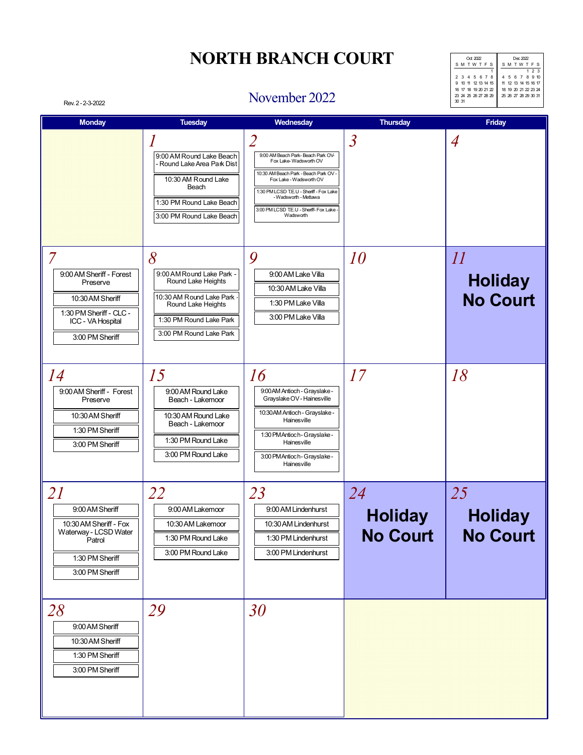# NORTH BRANCH COURT

## November 2022

Rev. 2 - 2-3-2022

| Oct 2022 | | | | | | |
|---|---|---|---|---|---|---|
| S | M | T | W | T | F | S |
| | | | | | | 1 |
| 2 | 3 | 4 | 5 | 6 | 7 | 8 |
| 9 | 10 | 11 | 12 | 13 | 14 | 15 |
| 16 | 17 | 18 | 19 | 20 | 21 | 22 |
| 23 | 24 | 25 | 26 | 27 | 28 | 29 |
| 30 | 31 | | | | | |

| Dec 2022 | | | | | | |
|---|---|---|---|---|---|---|
| S | M | T | W | T | F | S |
| | | | | 1 | 2 | 3 |
| 4 | 5 | 6 | 7 | 8 | 9 | 10 |
| 11 | 12 | 13 | 14 | 15 | 16 | 17 |
| 18 | 19 | 20 | 21 | 22 | 23 | 24 |
| 25 | 26 | 27 | 28 | 29 | 30 | 31 |

| Monday | Tuesday | Wednesday | Thursday | Friday |
|---|---|---|---|---|
| | **1**<br>9:00 AM Round Lake Beach - Round Lake Area Park Dist<br>10:30 AM Round Lake Beach<br>1:30 PM Round Lake Beach<br>3:00 PM Round Lake Beach | **2**<br>9:00 AM Beach Park- Beach Park OV- Fox Lake- Wadsworth OV<br>10:30 AM Beach Park - Beach Park OV - Fox Lake - Wadsworth OV<br>1:30 PM LCSD T.E.U - Sheriff - Fox Lake - Wadsworth - Mettawa<br>3:00 PM LCSD T.E.U - Sheriff- Fox Lake - Wadsworth | **3** | **4** |
| **7**<br>9:00 AM Sheriff - Forest Preserve<br>10:30 AM Sheriff<br>1:30 PM Sheriff - CLC - ICC - VA Hospital<br>3:00 PM Sheriff | **8**<br>9:00 AM Round Lake Park - Round Lake Heights<br>10:30 AM Round Lake Park - Round Lake Heights<br>1:30 PM Round Lake Park<br>3:00 PM Round Lake Park | **9**<br>9:00 AM Lake Villa<br>10:30 AM Lake Villa<br>1:30 PM Lake Villa<br>3:00 PM Lake Villa | **10** | **11**<br>**Holiday No Court** |
| **14**<br>9:00 AM Sheriff - Forest Preserve<br>10:30 AM Sheriff<br>1:30 PM Sheriff<br>3:00 PM Sheriff | **15**<br>9:00 AM Round Lake Beach - Lakemoor<br>10:30 AM Round Lake Beach - Lakemoor<br>1:30 PM Round Lake<br>3:00 PM Round Lake | **16**<br>9:00 AM Antioch - Grayslake - Grayslake OV - Hainesville<br>10:30 AM Antioch - Grayslake - Hainesville<br>1:30 PM Antioch - Grayslake - Hainesville<br>3:00 PM Antioch - Grayslake - Hainesville | **17** | **18** |
| **21**<br>9:00 AM Sheriff<br>10:30 AM Sheriff - Fox Waterway - LCSD Water Patrol<br>1:30 PM Sheriff<br>3:00 PM Sheriff | **22**<br>9:00 AM Lakemoor<br>10:30 AM Lakemoor<br>1:30 PM Round Lake<br>3:00 PM Round Lake | **23**<br>9:00 AM Lindenhurst<br>10:30 AM Lindenhurst<br>1:30 PM Lindenhurst<br>3:00 PM Lindenhurst | **24**<br>**Holiday No Court** | **25**<br>**Holiday No Court** |
| **28**<br>9:00 AM Sheriff<br>10:30 AM Sheriff<br>1:30 PM Sheriff<br>3:00 PM Sheriff | **29** | **30** | | |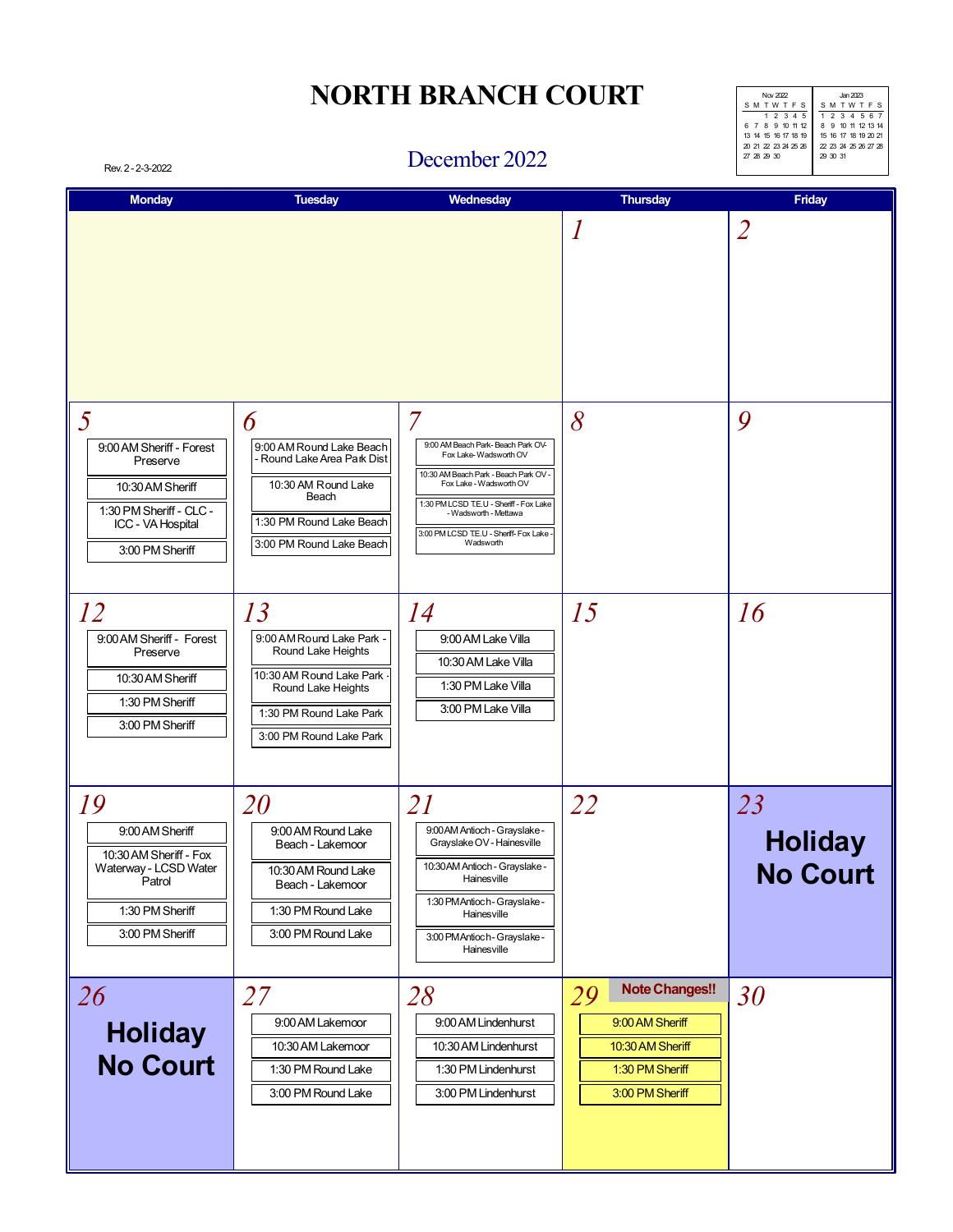# NORTH BRANCH COURT

## December 2022

Rev. 2 - 2-3-2022

| Nov 2022 | | | | | | |
|---|---|---|---|---|---|---|
| S | M | T | W | T | F | S |
| | | 1 | 2 | 3 | 4 | 5 |
| 6 | 7 | 8 | 9 | 10 | 11 | 12 |
| 13 | 14 | 15 | 16 | 17 | 18 | 19 |
| 20 | 21 | 22 | 23 | 24 | 25 | 26 |
| 27 | 28 | 29 | 30 | | | |

| Jan 2023 | | | | | | |
|---|---|---|---|---|---|---|
| S | M | T | W | T | F | S |
| 1 | 2 | 3 | 4 | 5 | 6 | 7 |
| 8 | 9 | 10 | 11 | 12 | 13 | 14 |
| 15 | 16 | 17 | 18 | 19 | 20 | 21 |
| 22 | 23 | 24 | 25 | 26 | 27 | 28 |
| 29 | 30 | 31 | | | | |

| Monday | Tuesday | Wednesday | Thursday | Friday |
|---|---|---|---|---|
| | | | 1 | 2 |
| 5<br>9:00 AM Sheriff - Forest Preserve<br>10:30 AM Sheriff<br>1:30 PM Sheriff - CLC - ICC - VA Hospital<br>3:00 PM Sheriff | 6<br>9:00 AM Round Lake Beach - Round Lake Area Park Dist<br>10:30 AM Round Lake Beach<br>1:30 PM Round Lake Beach<br>3:00 PM Round Lake Beach | 7<br>9:00 AM Beach Park- Beach Park OV- Fox Lake- Wadsworth OV<br>10:30 AM Beach Park - Beach Park OV - Fox Lake - Wadsworth OV<br>1:30 PM LCSD T.E.U - Sheriff - Fox Lake - Wadsworth - Mettawa<br>3:00 PM LCSD T.E.U - Sheriff- Fox Lake - Wadsworth | 8 | 9 |
| 12<br>9:00 AM Sheriff - Forest Preserve<br>10:30 AM Sheriff<br>1:30 PM Sheriff<br>3:00 PM Sheriff | 13<br>9:00 AM Round Lake Park - Round Lake Heights<br>10:30 AM Round Lake Park - Round Lake Heights<br>1:30 PM Round Lake Park<br>3:00 PM Round Lake Park | 14<br>9:00 AM Lake Villa<br>10:30 AM Lake Villa<br>1:30 PM Lake Villa<br>3:00 PM Lake Villa | 15 | 16 |
| 19<br>9:00 AM Sheriff<br>10:30 AM Sheriff - Fox Waterway - LCSD Water Patrol<br>1:30 PM Sheriff<br>3:00 PM Sheriff | 20<br>9:00 AM Round Lake Beach - Lakemoor<br>10:30 AM Round Lake Beach - Lakemoor<br>1:30 PM Round Lake<br>3:00 PM Round Lake | 21<br>9:00 AM Antioch - Grayslake - Grayslake OV - Hainesville<br>10:30 AM Antioch - Grayslake - Hainesville<br>1:30 PM Antioch - Grayslake - Hainesville<br>3:00 PM Antioch - Grayslake - Hainesville | 22 | 23<br>**Holiday No Court** |
| 26<br>**Holiday No Court** | 27<br>9:00 AM Lakemoor<br>10:30 AM Lakemoor<br>1:30 PM Round Lake<br>3:00 PM Round Lake | 28<br>9:00 AM Lindenhurst<br>10:30 AM Lindenhurst<br>1:30 PM Lindenhurst<br>3:00 PM Lindenhurst | 29 **Note Changes!!**<br>9:00 AM Sheriff<br>10:30 AM Sheriff<br>1:30 PM Sheriff<br>3:00 PM Sheriff | 30 |